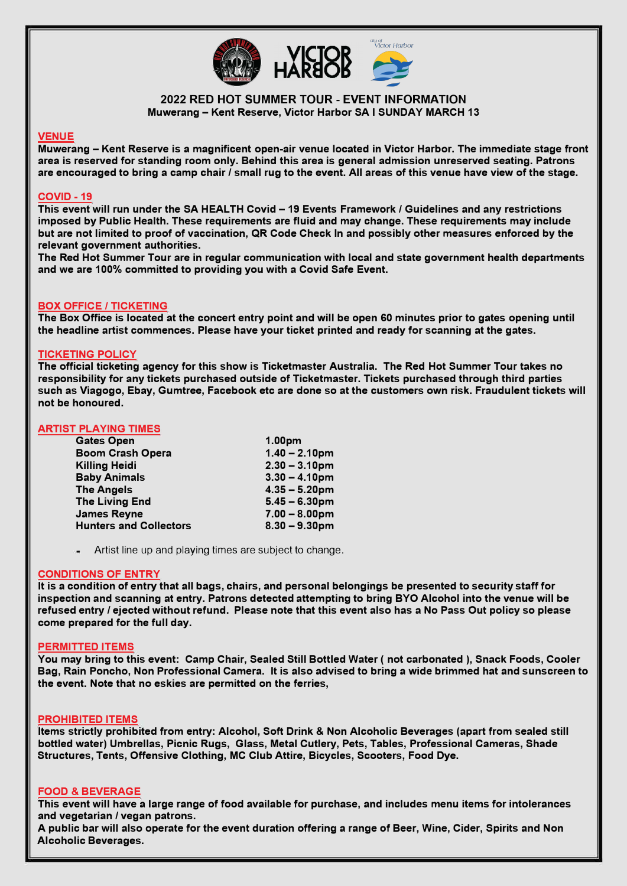# 2022 RED HOT SUMMER TOUR - EVENT INFORMATION

**Muwerang – Kent Reserve, Victor Harbor SA I SUNDAY MARCH 13**

## VENUE

**Muwerang – Kent Reserve is a magnificent open-air venue located in Victor Harbor. The immediate stage front area is reserved for standing room only. Behind this area is general admission unreserved seating. Patrons are encouraged to bring a camp chair / small rug to the event. All areas of this venue have view of the stage.**

## COVID - 19

**This event will run under the SA HEALTH Covid – 19 Events Framework / Guidelines and any restrictions imposed by Public Health. These requirements are fluid and may change. These requirements may include but are not limited to proof of vaccination, QR Code Check In and possibly other measures enforced by the relevant government authorities.**

**The Red Hot Summer Tour are in regular communication with local and state government health departments and we are 100% committed to providing you with a Covid Safe Event.**

## BOX OFFICE / TICKETING

**The Box Office is located at the concert entry point and will be open 60 minutes prior to gates opening until the headline artist commences. Please have your ticket printed and ready for scanning at the gates.**

## TICKETING POLICY

**The official ticketing agency for this show is Ticketmaster Australia. The Red Hot Summer Tour takes no responsibility for any tickets purchased outside of Ticketmaster. Tickets purchased through third parties such as Viagogo, Ebay, Gumtree, Facebook etc are done so at the customers own risk. Fraudulent tickets will not be honoured.**

## ARTIST PLAYING TIMES

| | |
|---|---|
| **Gates Open** | **1.00pm** |
| **Boom Crash Opera** | **1.40 – 2.10pm** |
| **Killing Heidi** | **2.30 – 3.10pm** |
| **Baby Animals** | **3.30 – 4.10pm** |
| **The Angels** | **4.35 – 5.20pm** |
| **The Living End** | **5.45 – 6.30pm** |
| **James Reyne** | **7.00 – 8.00pm** |
| **Hunters and Collectors** | **8.30 – 9.30pm** |

- Artist line up and playing times are subject to change.

## CONDITIONS OF ENTRY

**It is a condition of entry that all bags, chairs, and personal belongings be presented to security staff for inspection and scanning at entry. Patrons detected attempting to bring BYO Alcohol into the venue will be refused entry / ejected without refund. Please note that this event also has a No Pass Out policy so please come prepared for the full day.**

## PERMITTED ITEMS

**You may bring to this event: Camp Chair, Sealed Still Bottled Water ( not carbonated ), Snack Foods, Cooler Bag, Rain Poncho, Non Professional Camera. It is also advised to bring a wide brimmed hat and sunscreen to the event. Note that no eskies are permitted on the ferries,**

## PROHIBITED ITEMS

**Items strictly prohibited from entry: Alcohol, Soft Drink & Non Alcoholic Beverages (apart from sealed still bottled water) Umbrellas, Picnic Rugs, Glass, Metal Cutlery, Pets, Tables, Professional Cameras, Shade Structures, Tents, Offensive Clothing, MC Club Attire, Bicycles, Scooters, Food Dye.**

## FOOD & BEVERAGE

**This event will have a large range of food available for purchase, and includes menu items for intolerances and vegetarian / vegan patrons.**

**A public bar will also operate for the event duration offering a range of Beer, Wine, Cider, Spirits and Non Alcoholic Beverages.**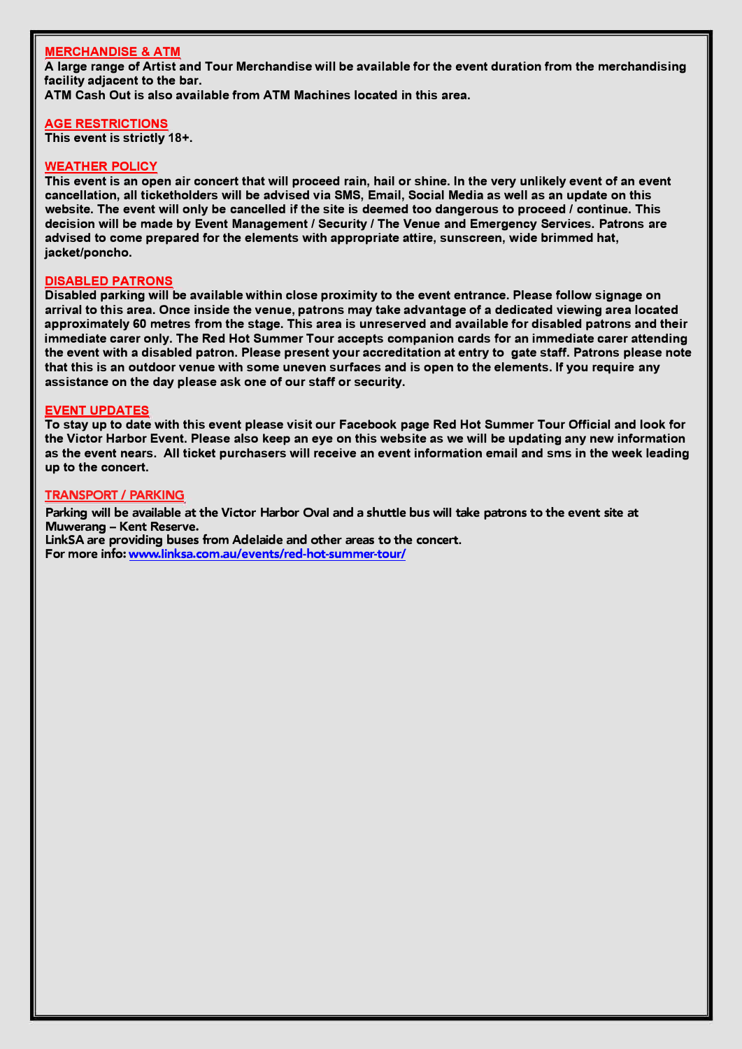## MERCHANDISE & ATM

**A large range of Artist and Tour Merchandise will be available for the event duration from the merchandising facility adjacent to the bar.**
**ATM Cash Out is also available from ATM Machines located in this area.**

## AGE RESTRICTIONS

**This event is strictly 18+.**

## WEATHER POLICY

**This event is an open air concert that will proceed rain, hail or shine. In the very unlikely event of an event cancellation, all ticketholders will be advised via SMS, Email, Social Media as well as an update on this website. The event will only be cancelled if the site is deemed too dangerous to proceed / continue. This decision will be made by Event Management / Security / The Venue and Emergency Services. Patrons are advised to come prepared for the elements with appropriate attire, sunscreen, wide brimmed hat, jacket/poncho.**

## DISABLED PATRONS

**Disabled parking will be available within close proximity to the event entrance. Please follow signage on arrival to this area. Once inside the venue, patrons may take advantage of a dedicated viewing area located approximately 60 metres from the stage. This area is unreserved and available for disabled patrons and their immediate carer only. The Red Hot Summer Tour accepts companion cards for an immediate carer attending the event with a disabled patron. Please present your accreditation at entry to gate staff. Patrons please note that this is an outdoor venue with some uneven surfaces and is open to the elements. If you require any assistance on the day please ask one of our staff or security.**

## EVENT UPDATES

**To stay up to date with this event please visit our Facebook page Red Hot Summer Tour Official and look for the Victor Harbor Event. Please also keep an eye on this website as we will be updating any new information as the event nears. All ticket purchasers will receive an event information email and sms in the week leading up to the concert.**

## TRANSPORT / PARKING

**Parking will be available at the Victor Harbor Oval and a shuttle bus will take patrons to the event site at Muwerang – Kent Reserve.**
**LinkSA are providing buses from Adelaide and other areas to the concert.**
**For more info: www.linksa.com.au/events/red-hot-summer-tour/**